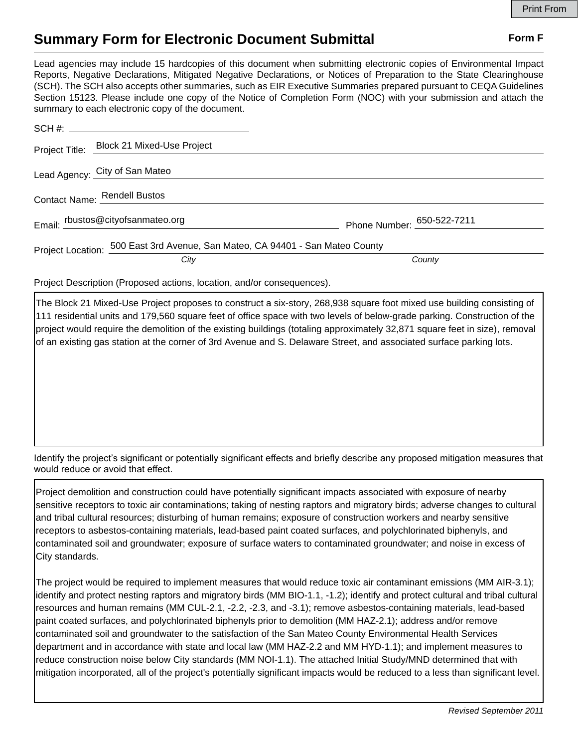# Summary Form for Electronic Document Submittal

**Form F**

Lead agencies may include 15 hardcopies of this document when submitting electronic copies of Environmental Impact Reports, Negative Declarations, Mitigated Negative Declarations, or Notices of Preparation to the State Clearinghouse (SCH). The SCH also accepts other summaries, such as EIR Executive Summaries prepared pursuant to CEQA Guidelines Section 15123. Please include one copy of the Notice of Completion Form (NOC) with your submission and attach the summary to each electronic copy of the document.

SCH #: ______________________

Project Title: Block 21 Mixed-Use Project

Lead Agency: City of San Mateo

Contact Name: Rendell Bustos

Email: rbustos@cityofsanmateo.org Phone Number: 650-522-7211

Project Location: 500 East 3rd Avenue, San Mateo, CA 94401 - San Mateo County

*City* *County*

Project Description (Proposed actions, location, and/or consequences).

The Block 21 Mixed-Use Project proposes to construct a six-story, 268,938 square foot mixed use building consisting of 111 residential units and 179,560 square feet of office space with two levels of below-grade parking. Construction of the project would require the demolition of the existing buildings (totaling approximately 32,871 square feet in size), removal of an existing gas station at the corner of 3rd Avenue and S. Delaware Street, and associated surface parking lots.

Identify the project's significant or potentially significant effects and briefly describe any proposed mitigation measures that would reduce or avoid that effect.

Project demolition and construction could have potentially significant impacts associated with exposure of nearby sensitive receptors to toxic air contaminations; taking of nesting raptors and migratory birds; adverse changes to cultural and tribal cultural resources; disturbing of human remains; exposure of construction workers and nearby sensitive receptors to asbestos-containing materials, lead-based paint coated surfaces, and polychlorinated biphenyls, and contaminated soil and groundwater; exposure of surface waters to contaminated groundwater; and noise in excess of City standards.

The project would be required to implement measures that would reduce toxic air contaminant emissions (MM AIR-3.1); identify and protect nesting raptors and migratory birds (MM BIO-1.1, -1.2); identify and protect cultural and tribal cultural resources and human remains (MM CUL-2.1, -2.2, -2.3, and -3.1); remove asbestos-containing materials, lead-based paint coated surfaces, and polychlorinated biphenyls prior to demolition (MM HAZ-2.1); address and/or remove contaminated soil and groundwater to the satisfaction of the San Mateo County Environmental Health Services department and in accordance with state and local law (MM HAZ-2.2 and MM HYD-1.1); and implement measures to reduce construction noise below City standards (MM NOI-1.1). The attached Initial Study/MND determined that with mitigation incorporated, all of the project's potentially significant impacts would be reduced to a less than significant level.

*Revised September 2011*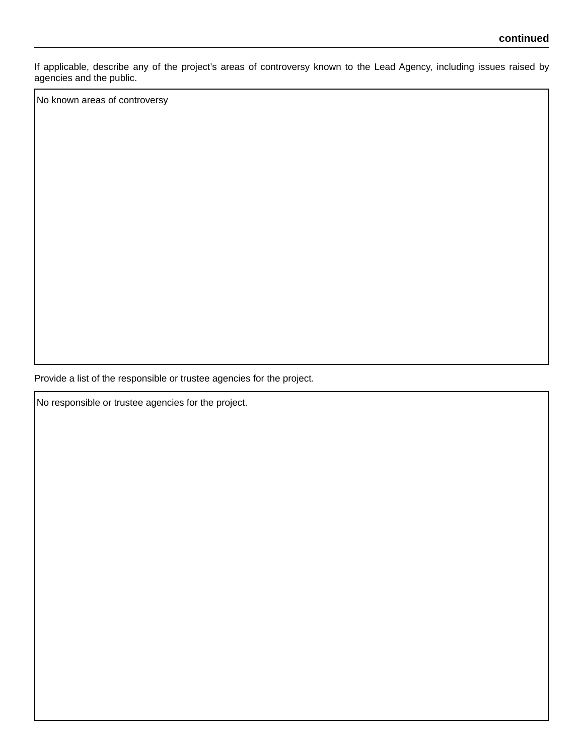**continued**

If applicable, describe any of the project's areas of controversy known to the Lead Agency, including issues raised by agencies and the public.

No known areas of controversy

Provide a list of the responsible or trustee agencies for the project.

No responsible or trustee agencies for the project.